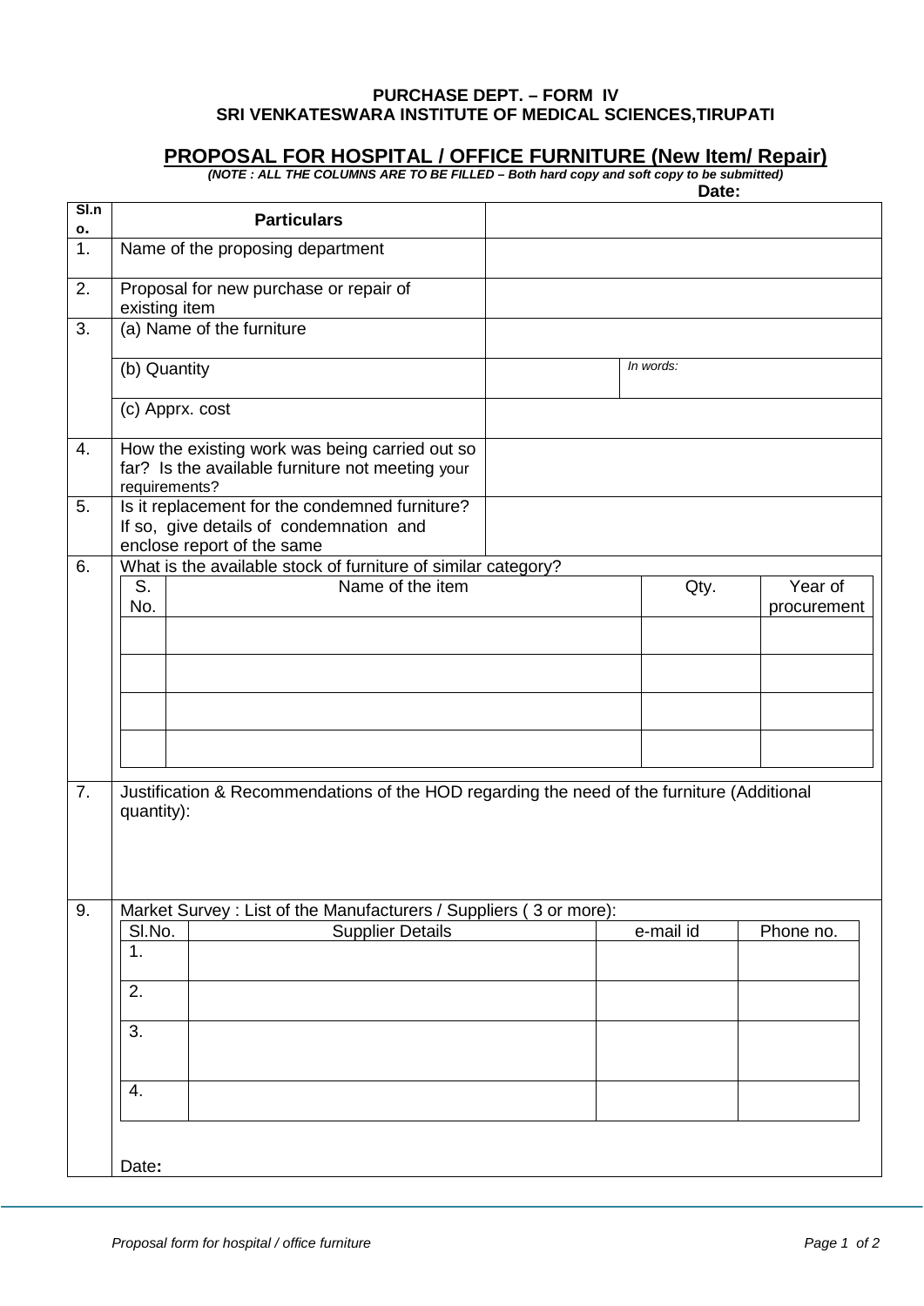**PURCHASE DEPT. – FORM IV**
**SRI VENKATESWARA INSTITUTE OF MEDICAL SCIENCES,TIRUPATI**

# PROPOSAL FOR HOSPITAL / OFFICE FURNITURE (New Item/ Repair)

***(NOTE : ALL THE COLUMNS ARE TO BE FILLED – Both hard copy and soft copy to be submitted)***

**Date:**

| Sl.no. | Particulars | | |
|---|---|---|---|
| 1. | Name of the proposing department | | |
| 2. | Proposal for new purchase or repair of existing item | | |
| 3. | (a) Name of the furniture | | |
| | (b) Quantity | | *In words:* |
| | (c) Apprx. cost | | |
| 4. | How the existing work was being carried out so far? Is the available furniture not meeting your requirements? | | |
| 5. | Is it replacement for the condemned furniture? If so, give details of condemnation and enclose report of the same | | |

6. What is the available stock of furniture of similar category?

| S. No. | Name of the item | Qty. | Year of procurement |
|---|---|---|---|
| | | | |
| | | | |
| | | | |
| | | | |

7. Justification & Recommendations of the HOD regarding the need of the furniture (Additional quantity):

9. Market Survey : List of the Manufacturers / Suppliers ( 3 or more):

| Sl.No. | Supplier Details | e-mail id | Phone no. |
|---|---|---|---|
| 1. | | | |
| 2. | | | |
| 3. | | | |
| 4. | | | |

Date**:**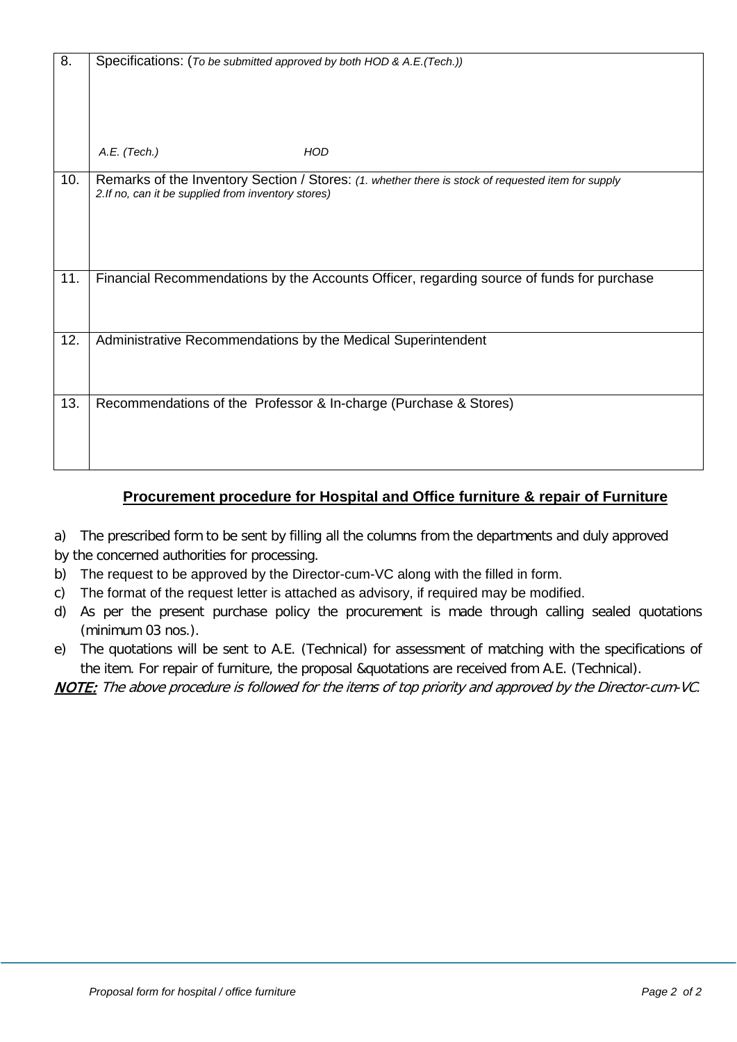| | |
|---|---|
| 8. | Specifications: (*To be submitted approved by both HOD & A.E.(Tech.)*)<br><br><br><br>*A.E. (Tech.)* *HOD* |
| 10. | Remarks of the Inventory Section / Stores: *(1. whether there is stock of requested item for supply 2.If no, can it be supplied from inventory stores)* |
| 11. | Financial Recommendations by the Accounts Officer, regarding source of funds for purchase |
| 12. | Administrative Recommendations by the Medical Superintendent |
| 13. | Recommendations of the Professor & In-charge (Purchase & Stores) |

## **Procurement procedure for Hospital and Office furniture & repair of Furniture**

a) The prescribed form to be sent by filling all the columns from the departments and duly approved by the concerned authorities for processing.

b) The request to be approved by the Director-cum-VC along with the filled in form.

c) The format of the request letter is attached as advisory, if required may be modified.

d) As per the present purchase policy the procurement is made through calling sealed quotations (minimum 03 nos.).

e) The quotations will be sent to A.E. (Technical) for assessment of matching with the specifications of the item. For repair of furniture, the proposal &quotations are received from A.E. (Technical).

***NOTE:*** *The above procedure is followed for the items of top priority and approved by the Director-cum-VC.*